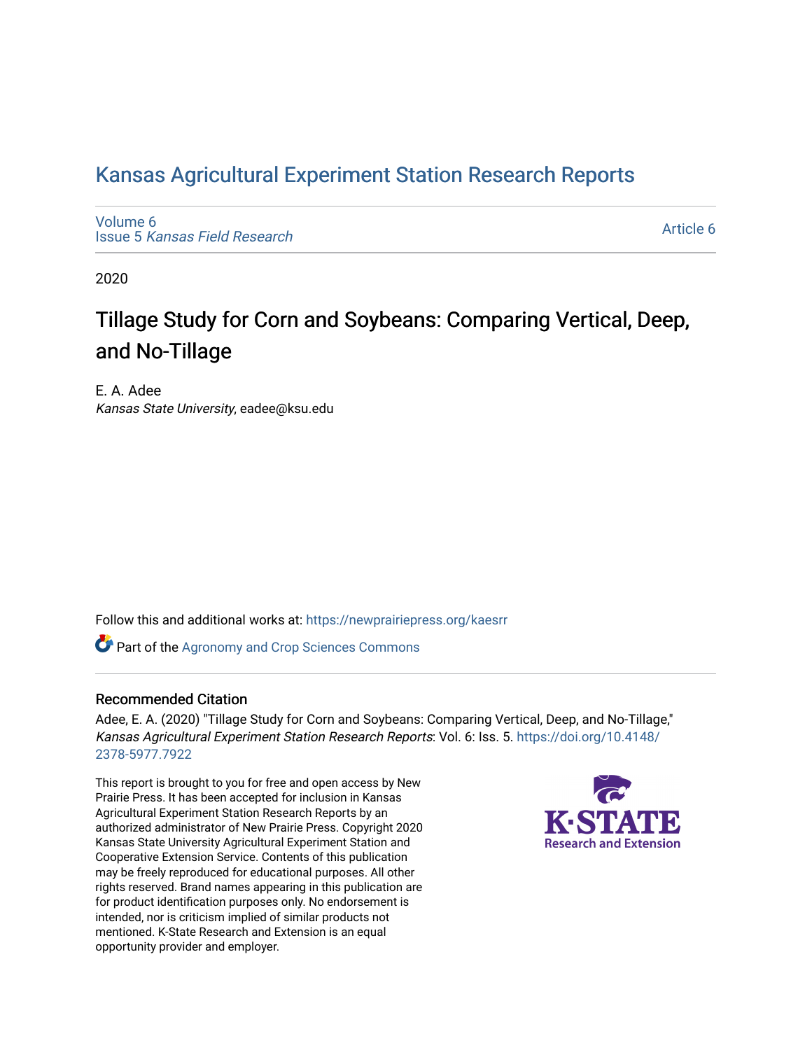# Kansas Agricultural Experiment Station Research Reports

Volume 6
Issue 5 *Kansas Field Research*

Article 6

2020

## Tillage Study for Corn and Soybeans: Comparing Vertical, Deep, and No-Tillage

E. A. Adee
*Kansas State University*, eadee@ksu.edu

Follow this and additional works at: https://newprairiepress.org/kaesrr

Part of the Agronomy and Crop Sciences Commons

### Recommended Citation

Adee, E. A. (2020) "Tillage Study for Corn and Soybeans: Comparing Vertical, Deep, and No-Tillage," *Kansas Agricultural Experiment Station Research Reports*: Vol. 6: Iss. 5. https://doi.org/10.4148/2378-5977.7922

This report is brought to you for free and open access by New Prairie Press. It has been accepted for inclusion in Kansas Agricultural Experiment Station Research Reports by an authorized administrator of New Prairie Press. Copyright 2020 Kansas State University Agricultural Experiment Station and Cooperative Extension Service. Contents of this publication may be freely reproduced for educational purposes. All other rights reserved. Brand names appearing in this publication are for product identification purposes only. No endorsement is intended, nor is criticism implied of similar products not mentioned. K-State Research and Extension is an equal opportunity provider and employer.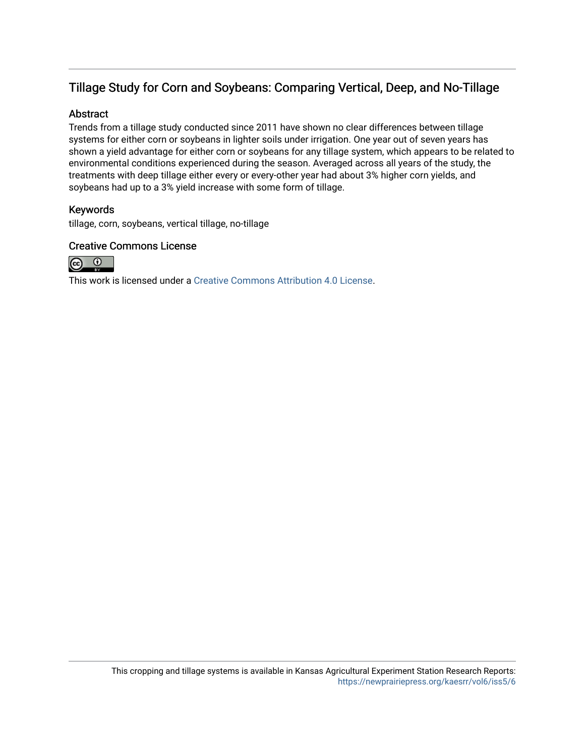## Tillage Study for Corn and Soybeans: Comparing Vertical, Deep, and No-Tillage

### Abstract

Trends from a tillage study conducted since 2011 have shown no clear differences between tillage systems for either corn or soybeans in lighter soils under irrigation. One year out of seven years has shown a yield advantage for either corn or soybeans for any tillage system, which appears to be related to environmental conditions experienced during the season. Averaged across all years of the study, the treatments with deep tillage either every or every-other year had about 3% higher corn yields, and soybeans had up to a 3% yield increase with some form of tillage.

### Keywords

tillage, corn, soybeans, vertical tillage, no-tillage

### Creative Commons License

This work is licensed under a Creative Commons Attribution 4.0 License.

This cropping and tillage systems is available in Kansas Agricultural Experiment Station Research Reports: https://newprairiepress.org/kaesrr/vol6/iss5/6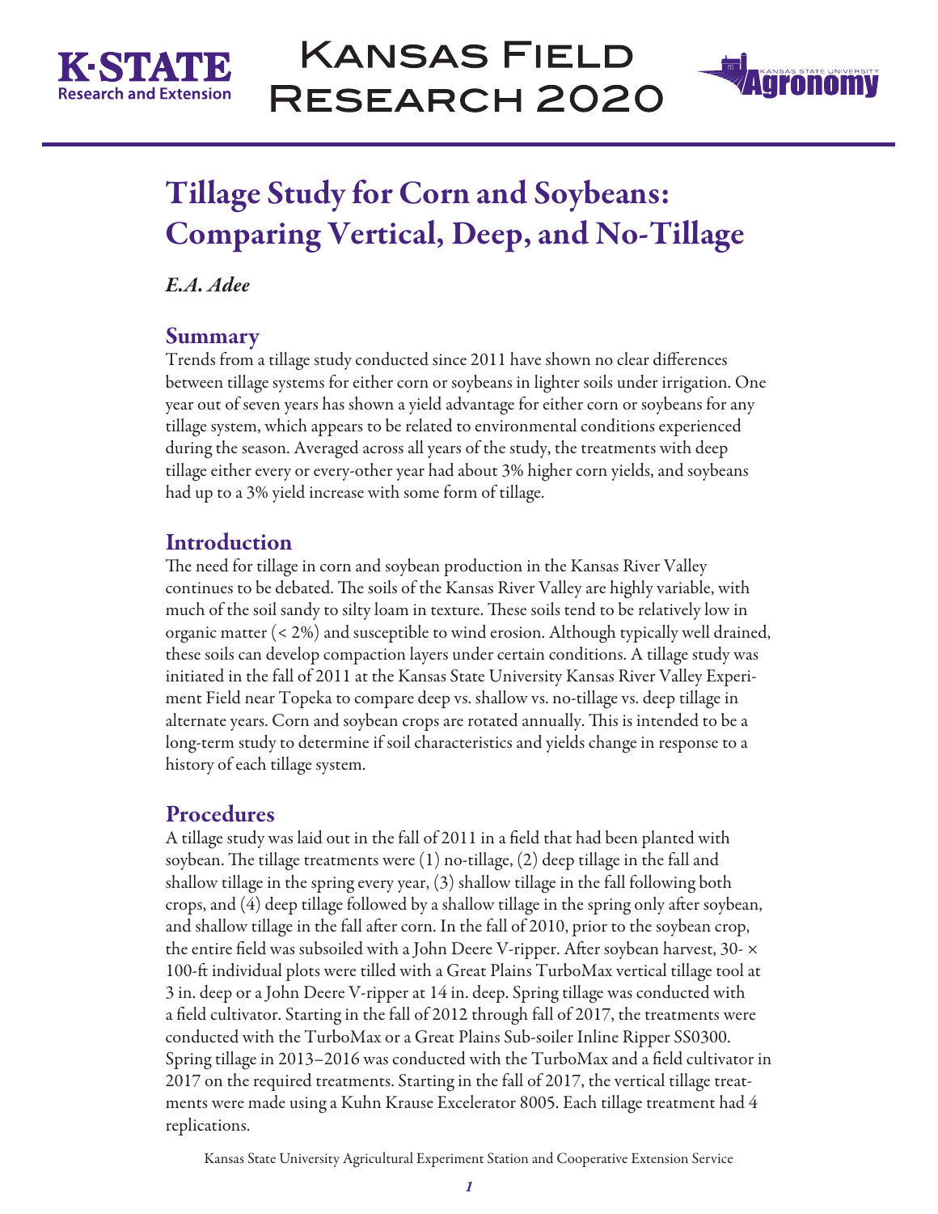# Tillage Study for Corn and Soybeans: Comparing Vertical, Deep, and No-Tillage

*E.A. Adee*

## Summary

Trends from a tillage study conducted since 2011 have shown no clear differences between tillage systems for either corn or soybeans in lighter soils under irrigation. One year out of seven years has shown a yield advantage for either corn or soybeans for any tillage system, which appears to be related to environmental conditions experienced during the season. Averaged across all years of the study, the treatments with deep tillage either every or every-other year had about 3% higher corn yields, and soybeans had up to a 3% yield increase with some form of tillage.

## Introduction

The need for tillage in corn and soybean production in the Kansas River Valley continues to be debated. The soils of the Kansas River Valley are highly variable, with much of the soil sandy to silty loam in texture. These soils tend to be relatively low in organic matter (< 2%) and susceptible to wind erosion. Although typically well drained, these soils can develop compaction layers under certain conditions. A tillage study was initiated in the fall of 2011 at the Kansas State University Kansas River Valley Experiment Field near Topeka to compare deep vs. shallow vs. no-tillage vs. deep tillage in alternate years. Corn and soybean crops are rotated annually. This is intended to be a long-term study to determine if soil characteristics and yields change in response to a history of each tillage system.

## Procedures

A tillage study was laid out in the fall of 2011 in a field that had been planted with soybean. The tillage treatments were (1) no-tillage, (2) deep tillage in the fall and shallow tillage in the spring every year, (3) shallow tillage in the fall following both crops, and (4) deep tillage followed by a shallow tillage in the spring only after soybean, and shallow tillage in the fall after corn. In the fall of 2010, prior to the soybean crop, the entire field was subsoiled with a John Deere V-ripper. After soybean harvest, 30- × 100-ft individual plots were tilled with a Great Plains TurboMax vertical tillage tool at 3 in. deep or a John Deere V-ripper at 14 in. deep. Spring tillage was conducted with a field cultivator. Starting in the fall of 2012 through fall of 2017, the treatments were conducted with the TurboMax or a Great Plains Sub-soiler Inline Ripper SS0300. Spring tillage in 2013–2016 was conducted with the TurboMax and a field cultivator in 2017 on the required treatments. Starting in the fall of 2017, the vertical tillage treatments were made using a Kuhn Krause Excelerator 8005. Each tillage treatment had 4 replications.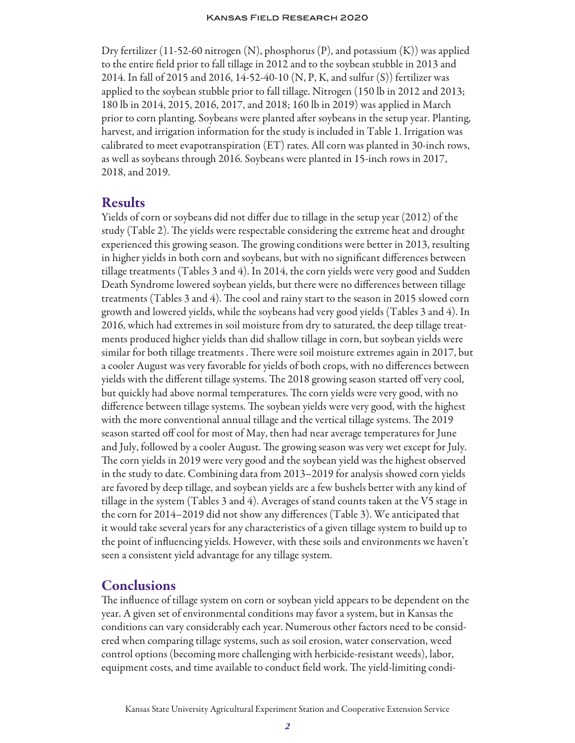Dry fertilizer (11-52-60 nitrogen (N), phosphorus (P), and potassium (K)) was applied to the entire field prior to fall tillage in 2012 and to the soybean stubble in 2013 and 2014. In fall of 2015 and 2016, 14-52-40-10 (N, P, K, and sulfur (S)) fertilizer was applied to the soybean stubble prior to fall tillage. Nitrogen (150 lb in 2012 and 2013; 180 lb in 2014, 2015, 2016, 2017, and 2018; 160 lb in 2019) was applied in March prior to corn planting. Soybeans were planted after soybeans in the setup year. Planting, harvest, and irrigation information for the study is included in Table 1. Irrigation was calibrated to meet evapotranspiration (ET) rates. All corn was planted in 30-inch rows, as well as soybeans through 2016. Soybeans were planted in 15-inch rows in 2017, 2018, and 2019.

## Results

Yields of corn or soybeans did not differ due to tillage in the setup year (2012) of the study (Table 2). The yields were respectable considering the extreme heat and drought experienced this growing season. The growing conditions were better in 2013, resulting in higher yields in both corn and soybeans, but with no significant differences between tillage treatments (Tables 3 and 4). In 2014, the corn yields were very good and Sudden Death Syndrome lowered soybean yields, but there were no differences between tillage treatments (Tables 3 and 4). The cool and rainy start to the season in 2015 slowed corn growth and lowered yields, while the soybeans had very good yields (Tables 3 and 4). In 2016, which had extremes in soil moisture from dry to saturated, the deep tillage treatments produced higher yields than did shallow tillage in corn, but soybean yields were similar for both tillage treatments . There were soil moisture extremes again in 2017, but a cooler August was very favorable for yields of both crops, with no differences between yields with the different tillage systems. The 2018 growing season started off very cool, but quickly had above normal temperatures. The corn yields were very good, with no difference between tillage systems. The soybean yields were very good, with the highest with the more conventional annual tillage and the vertical tillage systems. The 2019 season started off cool for most of May, then had near average temperatures for June and July, followed by a cooler August. The growing season was very wet except for July. The corn yields in 2019 were very good and the soybean yield was the highest observed in the study to date. Combining data from 2013–2019 for analysis showed corn yields are favored by deep tillage, and soybean yields are a few bushels better with any kind of tillage in the system (Tables 3 and 4). Averages of stand counts taken at the V5 stage in the corn for 2014–2019 did not show any differences (Table 3). We anticipated that it would take several years for any characteristics of a given tillage system to build up to the point of influencing yields. However, with these soils and environments we haven't seen a consistent yield advantage for any tillage system.

## Conclusions

The influence of tillage system on corn or soybean yield appears to be dependent on the year. A given set of environmental conditions may favor a system, but in Kansas the conditions can vary considerably each year. Numerous other factors need to be considered when comparing tillage systems, such as soil erosion, water conservation, weed control options (becoming more challenging with herbicide-resistant weeds), labor, equipment costs, and time available to conduct field work. The yield-limiting condi-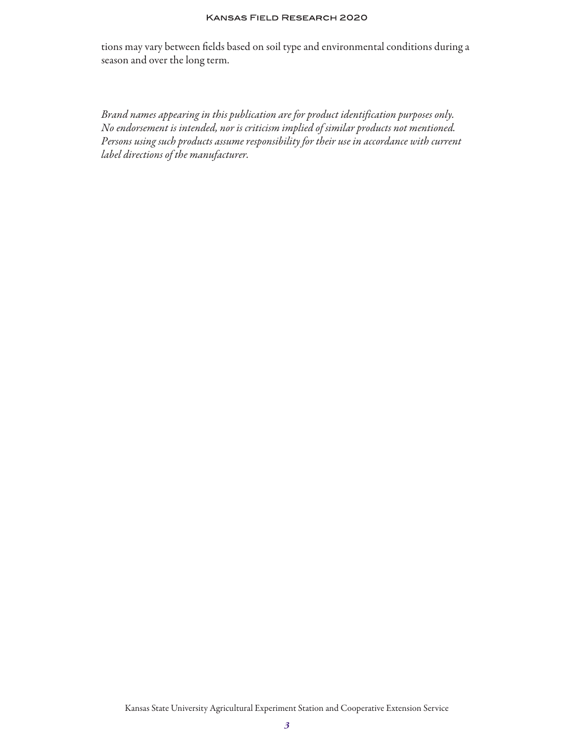tions may vary between fields based on soil type and environmental conditions during a season and over the long term.

*Brand names appearing in this publication are for product identification purposes only. No endorsement is intended, nor is criticism implied of similar products not mentioned. Persons using such products assume responsibility for their use in accordance with current label directions of the manufacturer.*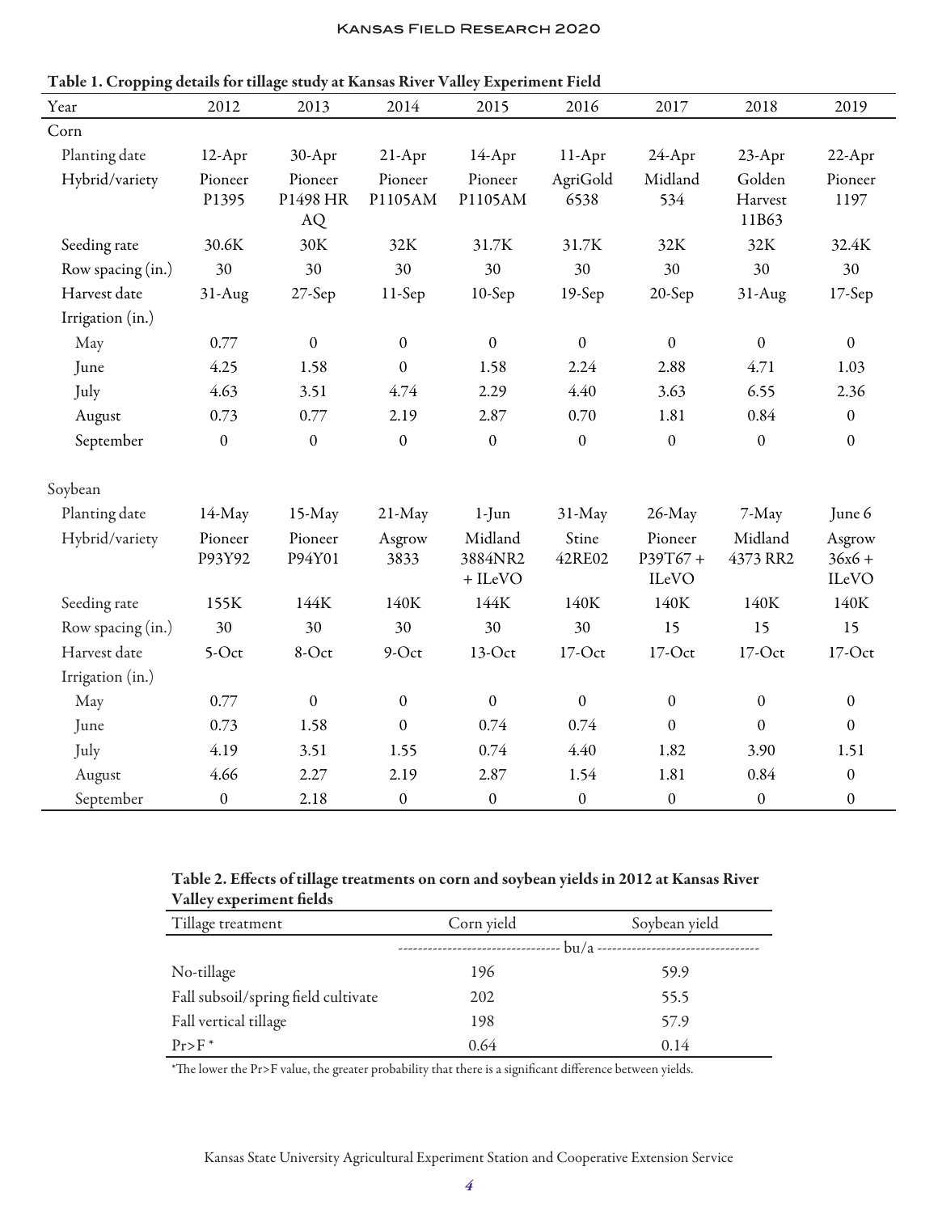**Table 1. Cropping details for tillage study at Kansas River Valley Experiment Field**

| Year | 2012 | 2013 | 2014 | 2015 | 2016 | 2017 | 2018 | 2019 |
|---|---|---|---|---|---|---|---|---|
| Corn | | | | | | | | |
| Planting date | 12-Apr | 30-Apr | 21-Apr | 14-Apr | 11-Apr | 24-Apr | 23-Apr | 22-Apr |
| Hybrid/variety | Pioneer P1395 | Pioneer P1498 HR AQ | Pioneer P1105AM | Pioneer P1105AM | AgriGold 6538 | Midland 534 | Golden Harvest 11B63 | Pioneer 1197 |
| Seeding rate | 30.6K | 30K | 32K | 31.7K | 31.7K | 32K | 32K | 32.4K |
| Row spacing (in.) | 30 | 30 | 30 | 30 | 30 | 30 | 30 | 30 |
| Harvest date | 31-Aug | 27-Sep | 11-Sep | 10-Sep | 19-Sep | 20-Sep | 31-Aug | 17-Sep |
| Irrigation (in.) | | | | | | | | |
| May | 0.77 | 0 | 0 | 0 | 0 | 0 | 0 | 0 |
| June | 4.25 | 1.58 | 0 | 1.58 | 2.24 | 2.88 | 4.71 | 1.03 |
| July | 4.63 | 3.51 | 4.74 | 2.29 | 4.40 | 3.63 | 6.55 | 2.36 |
| August | 0.73 | 0.77 | 2.19 | 2.87 | 0.70 | 1.81 | 0.84 | 0 |
| September | 0 | 0 | 0 | 0 | 0 | 0 | 0 | 0 |
| Soybean | | | | | | | | |
| Planting date | 14-May | 15-May | 21-May | 1-Jun | 31-May | 26-May | 7-May | June 6 |
| Hybrid/variety | Pioneer P93Y92 | Pioneer P94Y01 | Asgrow 3833 | Midland 3884NR2 + ILeVO | Stine 42RE02 | Pioneer P39T67 + ILeVO | Midland 4373 RR2 | Asgrow 36x6 + ILeVO |
| Seeding rate | 155K | 144K | 140K | 144K | 140K | 140K | 140K | 140K |
| Row spacing (in.) | 30 | 30 | 30 | 30 | 30 | 15 | 15 | 15 |
| Harvest date | 5-Oct | 8-Oct | 9-Oct | 13-Oct | 17-Oct | 17-Oct | 17-Oct | 17-Oct |
| Irrigation (in.) | | | | | | | | |
| May | 0.77 | 0 | 0 | 0 | 0 | 0 | 0 | 0 |
| June | 0.73 | 1.58 | 0 | 0.74 | 0.74 | 0 | 0 | 0 |
| July | 4.19 | 3.51 | 1.55 | 0.74 | 4.40 | 1.82 | 3.90 | 1.51 |
| August | 4.66 | 2.27 | 2.19 | 2.87 | 1.54 | 1.81 | 0.84 | 0 |
| September | 0 | 2.18 | 0 | 0 | 0 | 0 | 0 | 0 |

**Table 2. Effects of tillage treatments on corn and soybean yields in 2012 at Kansas River Valley experiment fields**

| Tillage treatment | Corn yield | Soybean yield |
|---|---|---|
| | bu/a | |
| No-tillage | 196 | 59.9 |
| Fall subsoil/spring field cultivate | 202 | 55.5 |
| Fall vertical tillage | 198 | 57.9 |
| Pr>F * | 0.64 | 0.14 |

*The lower the Pr>F value, the greater probability that there is a significant difference between yields.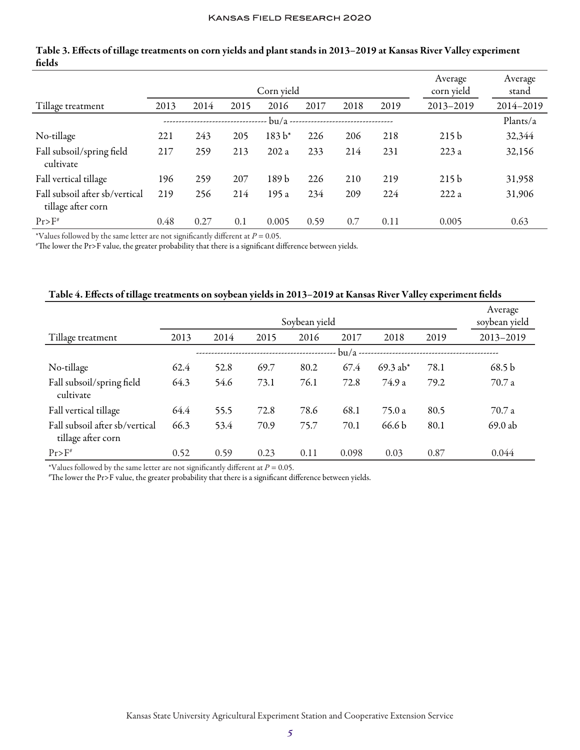**Table 3. Effects of tillage treatments on corn yields and plant stands in 2013–2019 at Kansas River Valley experiment fields**

| | Corn yield | | | | | | | Average corn yield | Average stand |
|---|---|---|---|---|---|---|---|---|---|
| Tillage treatment | 2013 | 2014 | 2015 | 2016 | 2017 | 2018 | 2019 | 2013–2019 | 2014–2019 |
| | bu/a | | | | | | | | Plants/a |
| No-tillage | 221 | 243 | 205 | 183 b* | 226 | 206 | 218 | 215 b | 32,344 |
| Fall subsoil/spring field cultivate | 217 | 259 | 213 | 202 a | 233 | 214 | 231 | 223 a | 32,156 |
| Fall vertical tillage | 196 | 259 | 207 | 189 b | 226 | 210 | 219 | 215 b | 31,958 |
| Fall subsoil after sb/vertical tillage after corn | 219 | 256 | 214 | 195 a | 234 | 209 | 224 | 222 a | 31,906 |
| Pr>F# | 0.48 | 0.27 | 0.1 | 0.005 | 0.59 | 0.7 | 0.11 | 0.005 | 0.63 |

*Values followed by the same letter are not significantly different at $P = 0.05$.
#The lower the Pr>F value, the greater probability that there is a significant difference between yields.

**Table 4. Effects of tillage treatments on soybean yields in 2013–2019 at Kansas River Valley experiment fields**

| | Soybean yield | | | | | | | Average soybean yield |
|---|---|---|---|---|---|---|---|---|
| Tillage treatment | 2013 | 2014 | 2015 | 2016 | 2017 | 2018 | 2019 | 2013–2019 |
| | bu/a | | | | | | | |
| No-tillage | 62.4 | 52.8 | 69.7 | 80.2 | 67.4 | 69.3 ab* | 78.1 | 68.5 b |
| Fall subsoil/spring field cultivate | 64.3 | 54.6 | 73.1 | 76.1 | 72.8 | 74.9 a | 79.2 | 70.7 a |
| Fall vertical tillage | 64.4 | 55.5 | 72.8 | 78.6 | 68.1 | 75.0 a | 80.5 | 70.7 a |
| Fall subsoil after sb/vertical tillage after corn | 66.3 | 53.4 | 70.9 | 75.7 | 70.1 | 66.6 b | 80.1 | 69.0 ab |
| Pr>F# | 0.52 | 0.59 | 0.23 | 0.11 | 0.098 | 0.03 | 0.87 | 0.044 |

*Values followed by the same letter are not significantly different at $P = 0.05$.
#The lower the Pr>F value, the greater probability that there is a significant difference between yields.